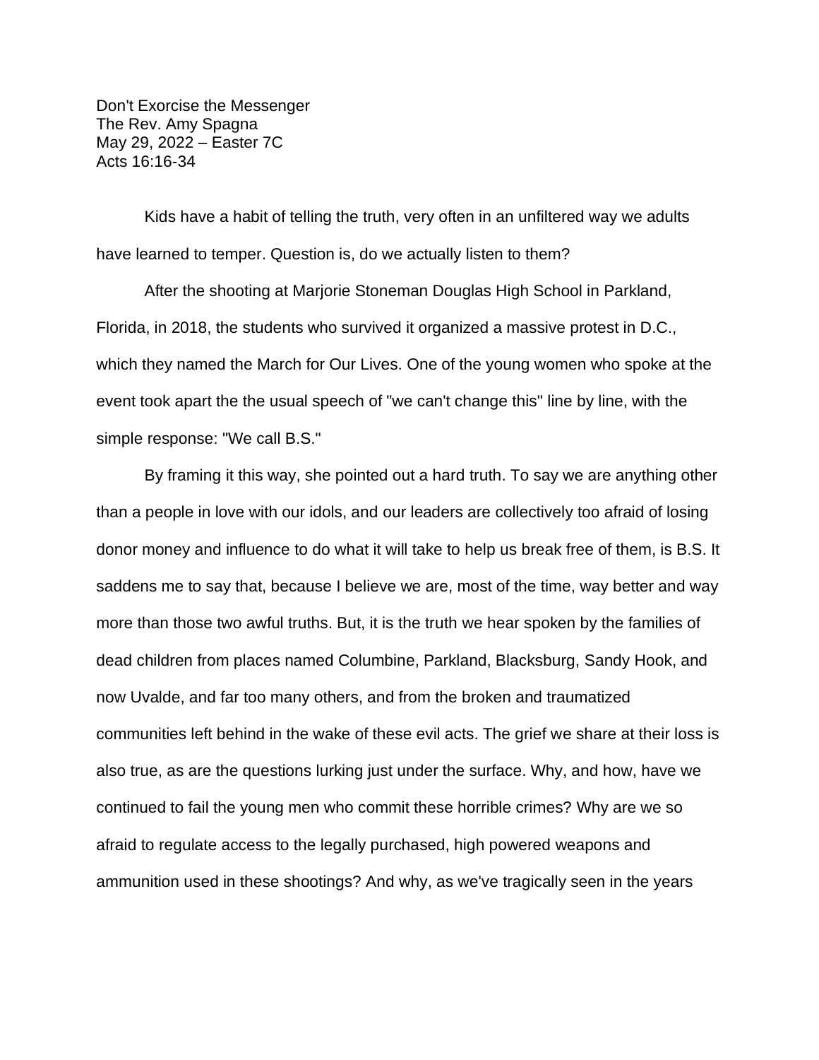Don't Exorcise the Messenger
The Rev. Amy Spagna
May 29, 2022 – Easter 7C
Acts 16:16-34

Kids have a habit of telling the truth, very often in an unfiltered way we adults have learned to temper. Question is, do we actually listen to them?

After the shooting at Marjorie Stoneman Douglas High School in Parkland, Florida, in 2018, the students who survived it organized a massive protest in D.C., which they named the March for Our Lives. One of the young women who spoke at the event took apart the the usual speech of "we can't change this" line by line, with the simple response: "We call B.S."

By framing it this way, she pointed out a hard truth. To say we are anything other than a people in love with our idols, and our leaders are collectively too afraid of losing donor money and influence to do what it will take to help us break free of them, is B.S. It saddens me to say that, because I believe we are, most of the time, way better and way more than those two awful truths. But, it is the truth we hear spoken by the families of dead children from places named Columbine, Parkland, Blacksburg, Sandy Hook, and now Uvalde, and far too many others, and from the broken and traumatized communities left behind in the wake of these evil acts. The grief we share at their loss is also true, as are the questions lurking just under the surface. Why, and how, have we continued to fail the young men who commit these horrible crimes? Why are we so afraid to regulate access to the legally purchased, high powered weapons and ammunition used in these shootings? And why, as we've tragically seen in the years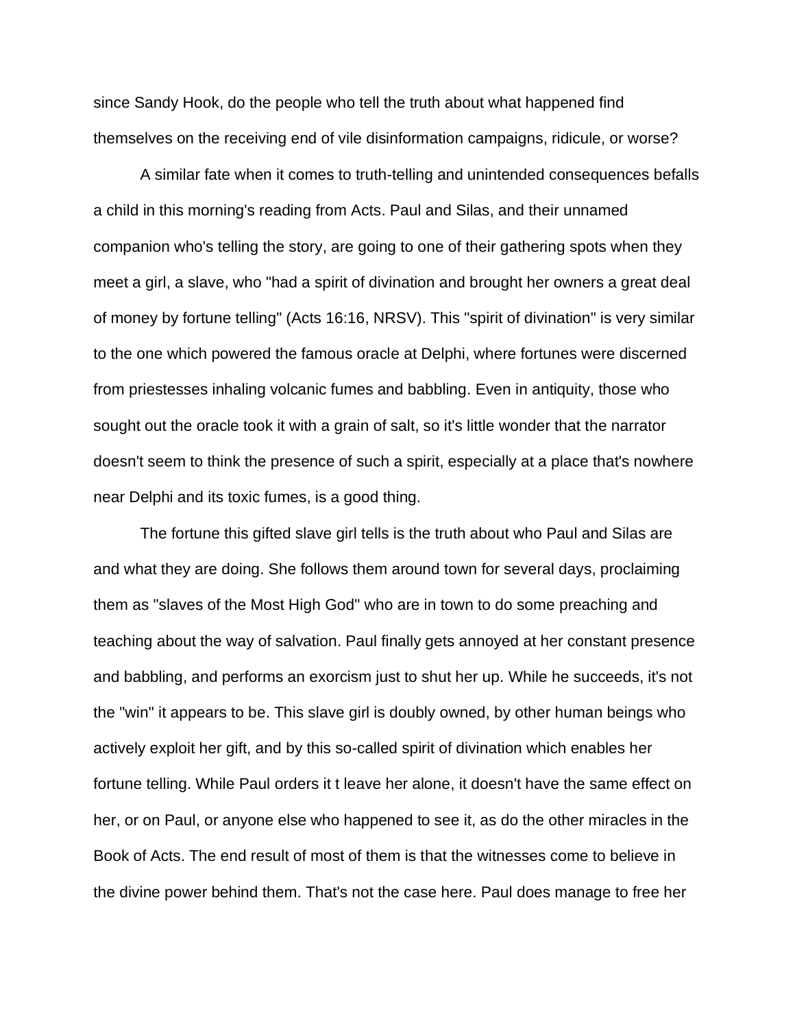since Sandy Hook, do the people who tell the truth about what happened find themselves on the receiving end of vile disinformation campaigns, ridicule, or worse?

A similar fate when it comes to truth-telling and unintended consequences befalls a child in this morning's reading from Acts. Paul and Silas, and their unnamed companion who's telling the story, are going to one of their gathering spots when they meet a girl, a slave, who "had a spirit of divination and brought her owners a great deal of money by fortune telling" (Acts 16:16, NRSV). This "spirit of divination" is very similar to the one which powered the famous oracle at Delphi, where fortunes were discerned from priestesses inhaling volcanic fumes and babbling. Even in antiquity, those who sought out the oracle took it with a grain of salt, so it's little wonder that the narrator doesn't seem to think the presence of such a spirit, especially at a place that's nowhere near Delphi and its toxic fumes, is a good thing.

The fortune this gifted slave girl tells is the truth about who Paul and Silas are and what they are doing. She follows them around town for several days, proclaiming them as "slaves of the Most High God" who are in town to do some preaching and teaching about the way of salvation. Paul finally gets annoyed at her constant presence and babbling, and performs an exorcism just to shut her up. While he succeeds, it's not the "win" it appears to be. This slave girl is doubly owned, by other human beings who actively exploit her gift, and by this so-called spirit of divination which enables her fortune telling. While Paul orders it t leave her alone, it doesn't have the same effect on her, or on Paul, or anyone else who happened to see it, as do the other miracles in the Book of Acts. The end result of most of them is that the witnesses come to believe in the divine power behind them. That's not the case here. Paul does manage to free her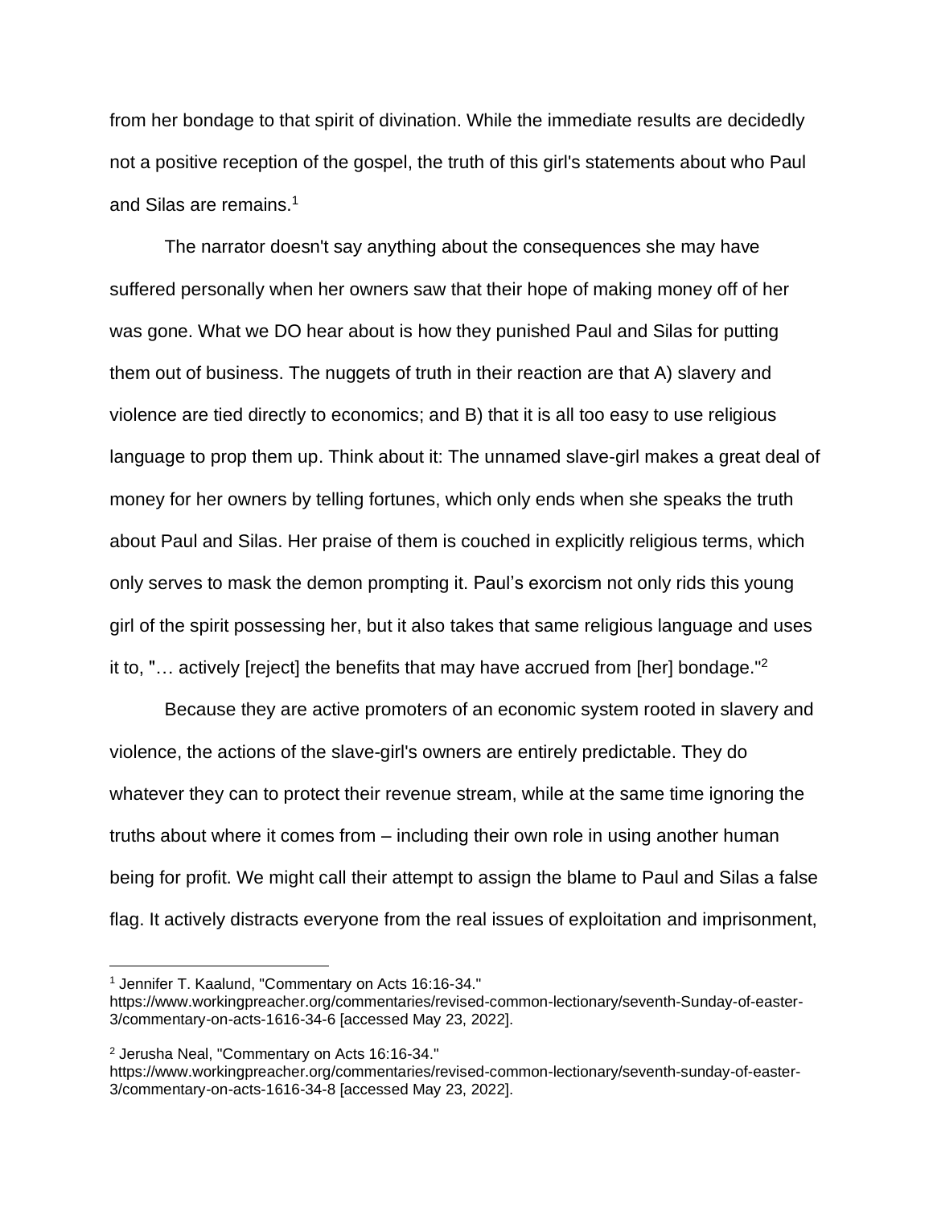from her bondage to that spirit of divination. While the immediate results are decidedly not a positive reception of the gospel, the truth of this girl's statements about who Paul and Silas are remains.[1]

The narrator doesn't say anything about the consequences she may have suffered personally when her owners saw that their hope of making money off of her was gone. What we DO hear about is how they punished Paul and Silas for putting them out of business. The nuggets of truth in their reaction are that A) slavery and violence are tied directly to economics; and B) that it is all too easy to use religious language to prop them up. Think about it: The unnamed slave-girl makes a great deal of money for her owners by telling fortunes, which only ends when she speaks the truth about Paul and Silas. Her praise of them is couched in explicitly religious terms, which only serves to mask the demon prompting it. Paul's exorcism not only rids this young girl of the spirit possessing her, but it also takes that same religious language and uses it to, "… actively [reject] the benefits that may have accrued from [her] bondage."[2]

Because they are active promoters of an economic system rooted in slavery and violence, the actions of the slave-girl's owners are entirely predictable. They do whatever they can to protect their revenue stream, while at the same time ignoring the truths about where it comes from – including their own role in using another human being for profit. We might call their attempt to assign the blame to Paul and Silas a false flag. It actively distracts everyone from the real issues of exploitation and imprisonment,

---

[1] Jennifer T. Kaalund, "Commentary on Acts 16:16-34." https://www.workingpreacher.org/commentaries/revised-common-lectionary/seventh-Sunday-of-easter-3/commentary-on-acts-1616-34-6 [accessed May 23, 2022].

[2] Jerusha Neal, "Commentary on Acts 16:16-34." https://www.workingpreacher.org/commentaries/revised-common-lectionary/seventh-sunday-of-easter-3/commentary-on-acts-1616-34-8 [accessed May 23, 2022].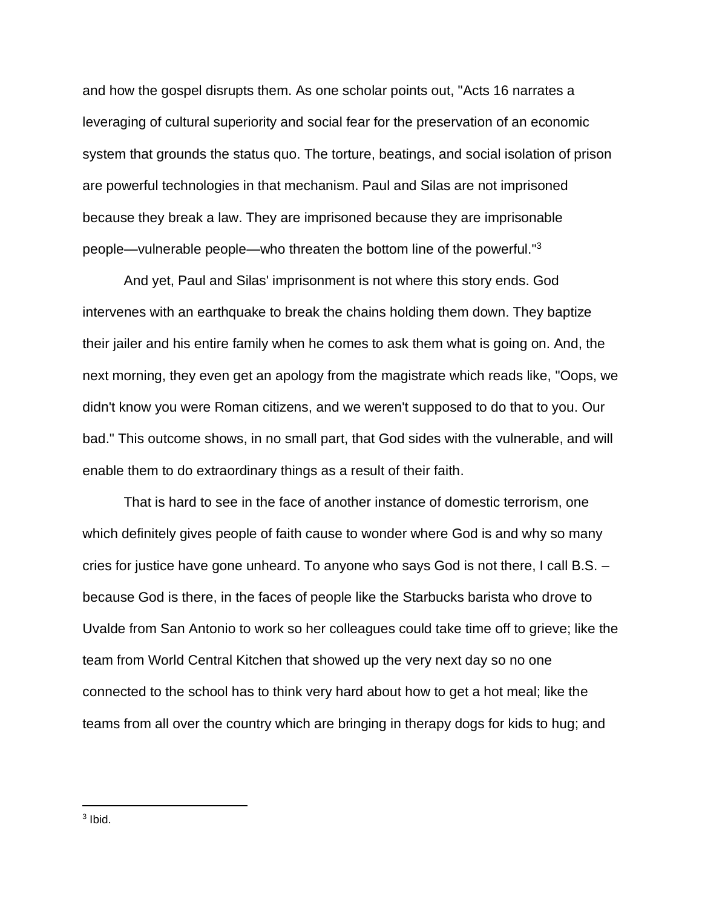and how the gospel disrupts them. As one scholar points out, "Acts 16 narrates a leveraging of cultural superiority and social fear for the preservation of an economic system that grounds the status quo. The torture, beatings, and social isolation of prison are powerful technologies in that mechanism. Paul and Silas are not imprisoned because they break a law. They are imprisoned because they are imprisonable people—vulnerable people—who threaten the bottom line of the powerful."[3]

And yet, Paul and Silas' imprisonment is not where this story ends. God intervenes with an earthquake to break the chains holding them down. They baptize their jailer and his entire family when he comes to ask them what is going on. And, the next morning, they even get an apology from the magistrate which reads like, "Oops, we didn't know you were Roman citizens, and we weren't supposed to do that to you. Our bad." This outcome shows, in no small part, that God sides with the vulnerable, and will enable them to do extraordinary things as a result of their faith.

That is hard to see in the face of another instance of domestic terrorism, one which definitely gives people of faith cause to wonder where God is and why so many cries for justice have gone unheard. To anyone who says God is not there, I call B.S. – because God is there, in the faces of people like the Starbucks barista who drove to Uvalde from San Antonio to work so her colleagues could take time off to grieve; like the team from World Central Kitchen that showed up the very next day so no one connected to the school has to think very hard about how to get a hot meal; like the teams from all over the country which are bringing in therapy dogs for kids to hug; and

---

[3] Ibid.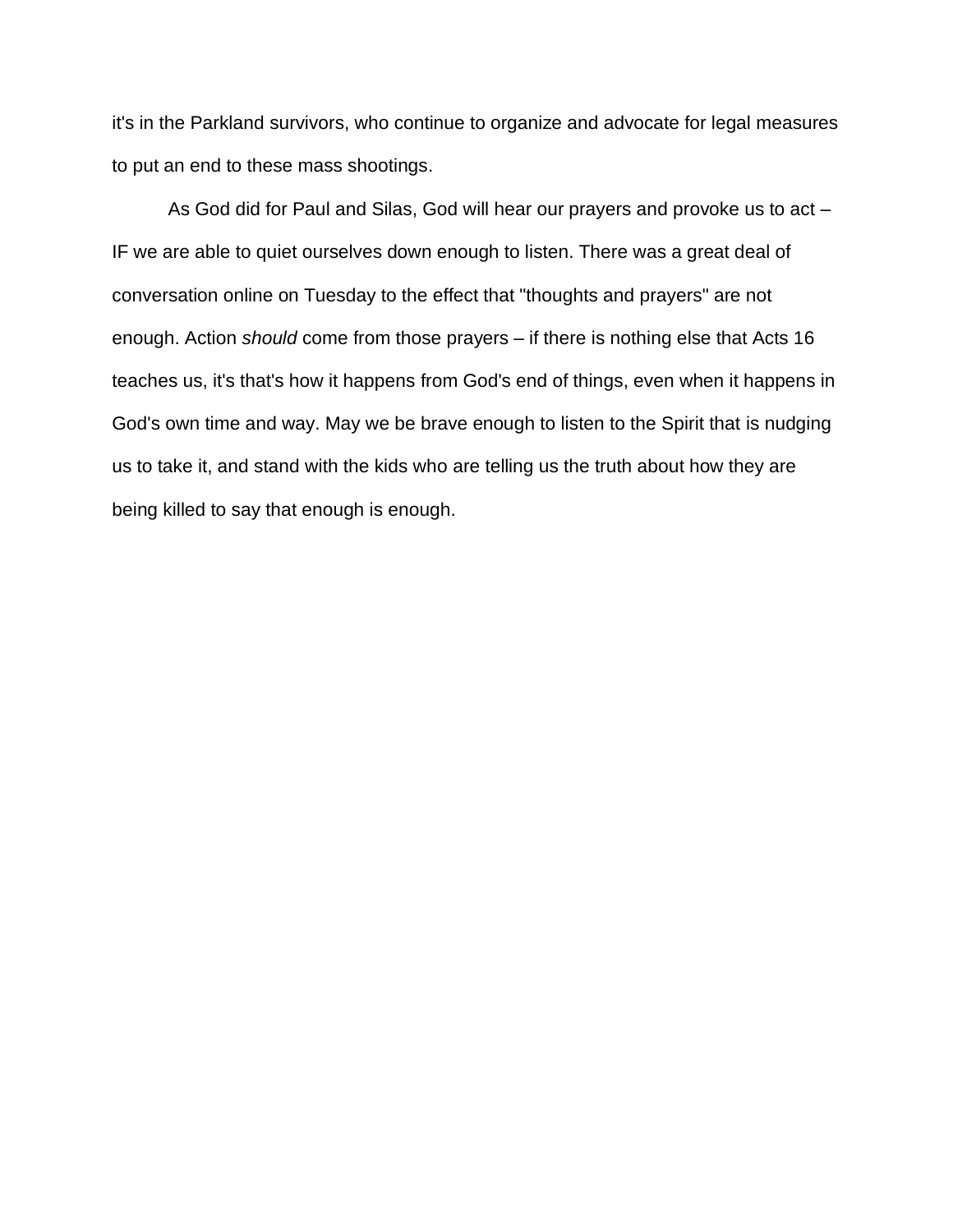it's in the Parkland survivors, who continue to organize and advocate for legal measures to put an end to these mass shootings.

As God did for Paul and Silas, God will hear our prayers and provoke us to act – IF we are able to quiet ourselves down enough to listen. There was a great deal of conversation online on Tuesday to the effect that "thoughts and prayers" are not enough. Action *should* come from those prayers – if there is nothing else that Acts 16 teaches us, it's that's how it happens from God's end of things, even when it happens in God's own time and way. May we be brave enough to listen to the Spirit that is nudging us to take it, and stand with the kids who are telling us the truth about how they are being killed to say that enough is enough.